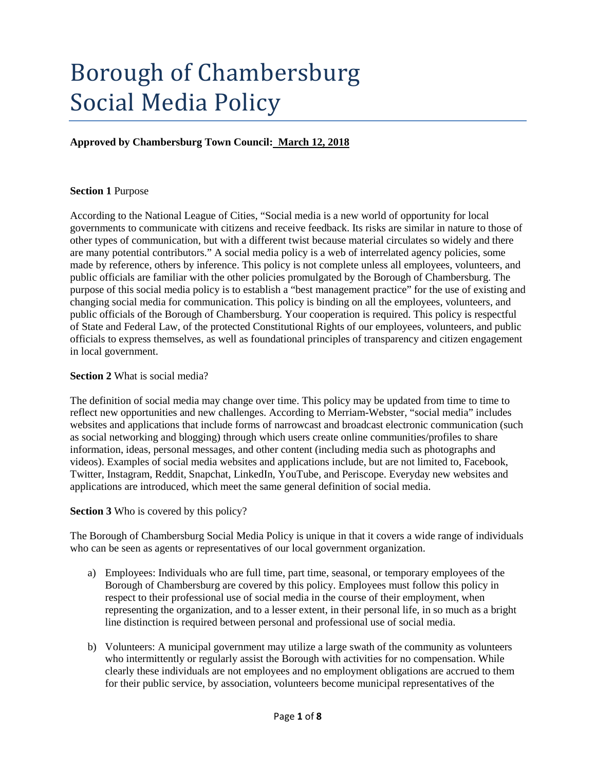# Borough of Chambersburg Social Media Policy

**Approved by Chambersburg Town Council: March 12, 2018**

**Section 1** Purpose

According to the National League of Cities, "Social media is a new world of opportunity for local governments to communicate with citizens and receive feedback. Its risks are similar in nature to those of other types of communication, but with a different twist because material circulates so widely and there are many potential contributors." A social media policy is a web of interrelated agency policies, some made by reference, others by inference. This policy is not complete unless all employees, volunteers, and public officials are familiar with the other policies promulgated by the Borough of Chambersburg. The purpose of this social media policy is to establish a "best management practice" for the use of existing and changing social media for communication. This policy is binding on all the employees, volunteers, and public officials of the Borough of Chambersburg. Your cooperation is required. This policy is respectful of State and Federal Law, of the protected Constitutional Rights of our employees, volunteers, and public officials to express themselves, as well as foundational principles of transparency and citizen engagement in local government.

**Section 2** What is social media?

The definition of social media may change over time. This policy may be updated from time to time to reflect new opportunities and new challenges. According to Merriam-Webster, "social media" includes websites and applications that include forms of narrowcast and broadcast electronic communication (such as social networking and blogging) through which users create online communities/profiles to share information, ideas, personal messages, and other content (including media such as photographs and videos). Examples of social media websites and applications include, but are not limited to, Facebook, Twitter, Instagram, Reddit, Snapchat, LinkedIn, YouTube, and Periscope. Everyday new websites and applications are introduced, which meet the same general definition of social media.

**Section 3** Who is covered by this policy?

The Borough of Chambersburg Social Media Policy is unique in that it covers a wide range of individuals who can be seen as agents or representatives of our local government organization.

a) Employees: Individuals who are full time, part time, seasonal, or temporary employees of the Borough of Chambersburg are covered by this policy. Employees must follow this policy in respect to their professional use of social media in the course of their employment, when representing the organization, and to a lesser extent, in their personal life, in so much as a bright line distinction is required between personal and professional use of social media.

b) Volunteers: A municipal government may utilize a large swath of the community as volunteers who intermittently or regularly assist the Borough with activities for no compensation. While clearly these individuals are not employees and no employment obligations are accrued to them for their public service, by association, volunteers become municipal representatives of the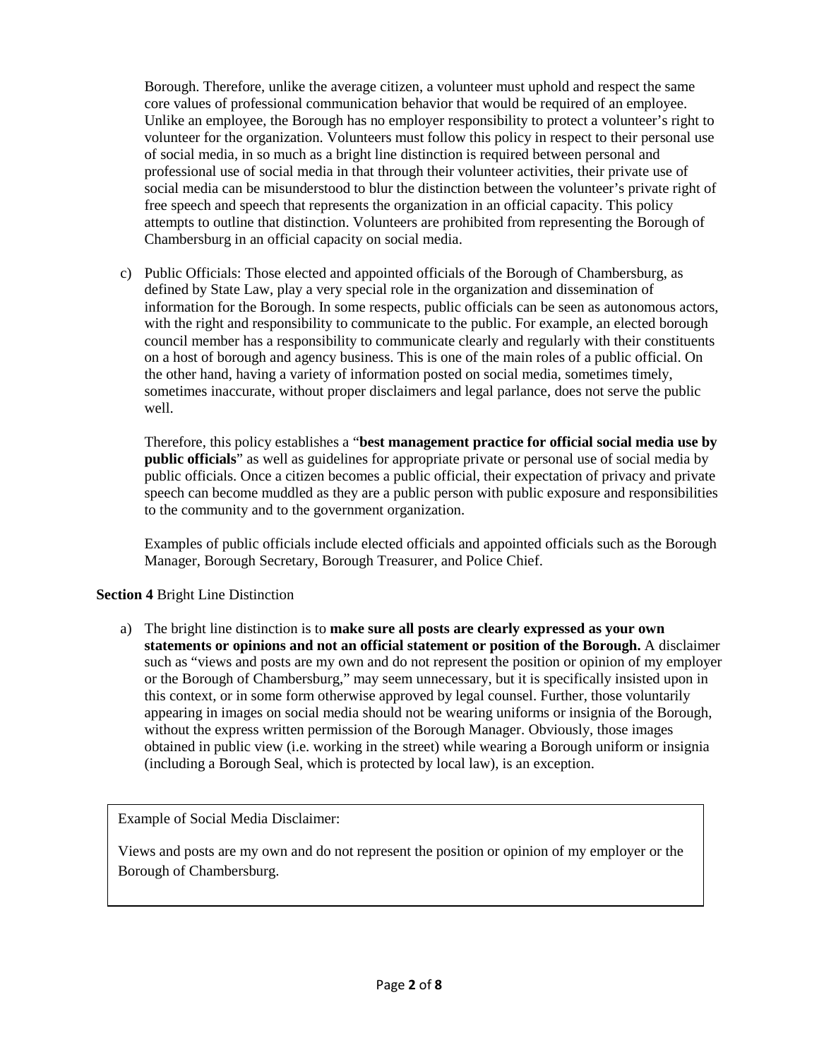Borough. Therefore, unlike the average citizen, a volunteer must uphold and respect the same core values of professional communication behavior that would be required of an employee. Unlike an employee, the Borough has no employer responsibility to protect a volunteer's right to volunteer for the organization. Volunteers must follow this policy in respect to their personal use of social media, in so much as a bright line distinction is required between personal and professional use of social media in that through their volunteer activities, their private use of social media can be misunderstood to blur the distinction between the volunteer's private right of free speech and speech that represents the organization in an official capacity. This policy attempts to outline that distinction. Volunteers are prohibited from representing the Borough of Chambersburg in an official capacity on social media.

c) Public Officials: Those elected and appointed officials of the Borough of Chambersburg, as defined by State Law, play a very special role in the organization and dissemination of information for the Borough. In some respects, public officials can be seen as autonomous actors, with the right and responsibility to communicate to the public. For example, an elected borough council member has a responsibility to communicate clearly and regularly with their constituents on a host of borough and agency business. This is one of the main roles of a public official. On the other hand, having a variety of information posted on social media, sometimes timely, sometimes inaccurate, without proper disclaimers and legal parlance, does not serve the public well.

   Therefore, this policy establishes a "**best management practice for official social media use by public officials**" as well as guidelines for appropriate private or personal use of social media by public officials. Once a citizen becomes a public official, their expectation of privacy and private speech can become muddled as they are a public person with public exposure and responsibilities to the community and to the government organization.

   Examples of public officials include elected officials and appointed officials such as the Borough Manager, Borough Secretary, Borough Treasurer, and Police Chief.

**Section 4** Bright Line Distinction

a) The bright line distinction is to **make sure all posts are clearly expressed as your own statements or opinions and not an official statement or position of the Borough.** A disclaimer such as "views and posts are my own and do not represent the position or opinion of my employer or the Borough of Chambersburg," may seem unnecessary, but it is specifically insisted upon in this context, or in some form otherwise approved by legal counsel. Further, those voluntarily appearing in images on social media should not be wearing uniforms or insignia of the Borough, without the express written permission of the Borough Manager. Obviously, those images obtained in public view (i.e. working in the street) while wearing a Borough uniform or insignia (including a Borough Seal, which is protected by local law), is an exception.

> Example of Social Media Disclaimer:
>
> Views and posts are my own and do not represent the position or opinion of my employer or the Borough of Chambersburg.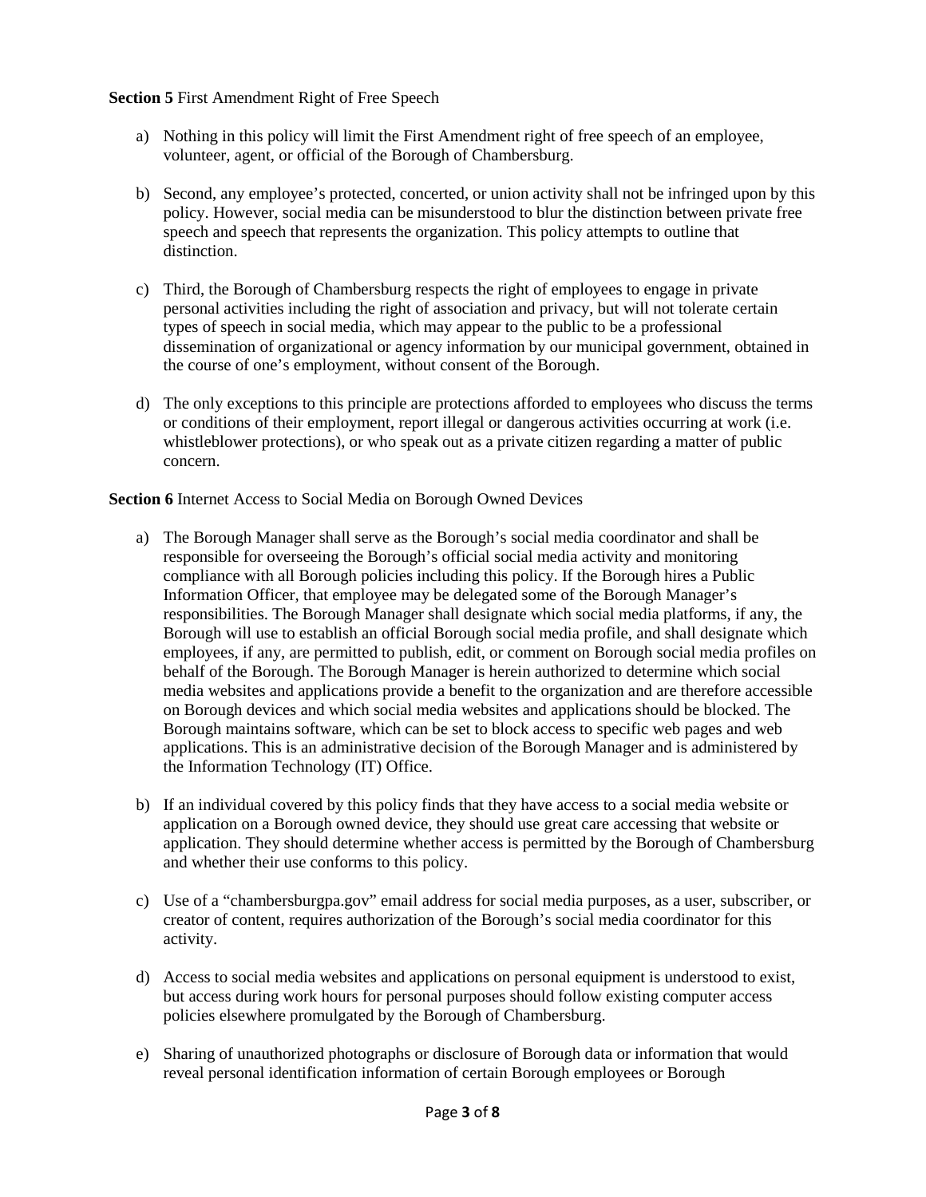**Section 5** First Amendment Right of Free Speech

a) Nothing in this policy will limit the First Amendment right of free speech of an employee, volunteer, agent, or official of the Borough of Chambersburg.

b) Second, any employee's protected, concerted, or union activity shall not be infringed upon by this policy. However, social media can be misunderstood to blur the distinction between private free speech and speech that represents the organization. This policy attempts to outline that distinction.

c) Third, the Borough of Chambersburg respects the right of employees to engage in private personal activities including the right of association and privacy, but will not tolerate certain types of speech in social media, which may appear to the public to be a professional dissemination of organizational or agency information by our municipal government, obtained in the course of one's employment, without consent of the Borough.

d) The only exceptions to this principle are protections afforded to employees who discuss the terms or conditions of their employment, report illegal or dangerous activities occurring at work (i.e. whistleblower protections), or who speak out as a private citizen regarding a matter of public concern.

**Section 6** Internet Access to Social Media on Borough Owned Devices

a) The Borough Manager shall serve as the Borough's social media coordinator and shall be responsible for overseeing the Borough's official social media activity and monitoring compliance with all Borough policies including this policy. If the Borough hires a Public Information Officer, that employee may be delegated some of the Borough Manager's responsibilities. The Borough Manager shall designate which social media platforms, if any, the Borough will use to establish an official Borough social media profile, and shall designate which employees, if any, are permitted to publish, edit, or comment on Borough social media profiles on behalf of the Borough. The Borough Manager is herein authorized to determine which social media websites and applications provide a benefit to the organization and are therefore accessible on Borough devices and which social media websites and applications should be blocked. The Borough maintains software, which can be set to block access to specific web pages and web applications. This is an administrative decision of the Borough Manager and is administered by the Information Technology (IT) Office.

b) If an individual covered by this policy finds that they have access to a social media website or application on a Borough owned device, they should use great care accessing that website or application. They should determine whether access is permitted by the Borough of Chambersburg and whether their use conforms to this policy.

c) Use of a "chambersburgpa.gov" email address for social media purposes, as a user, subscriber, or creator of content, requires authorization of the Borough's social media coordinator for this activity.

d) Access to social media websites and applications on personal equipment is understood to exist, but access during work hours for personal purposes should follow existing computer access policies elsewhere promulgated by the Borough of Chambersburg.

e) Sharing of unauthorized photographs or disclosure of Borough data or information that would reveal personal identification information of certain Borough employees or Borough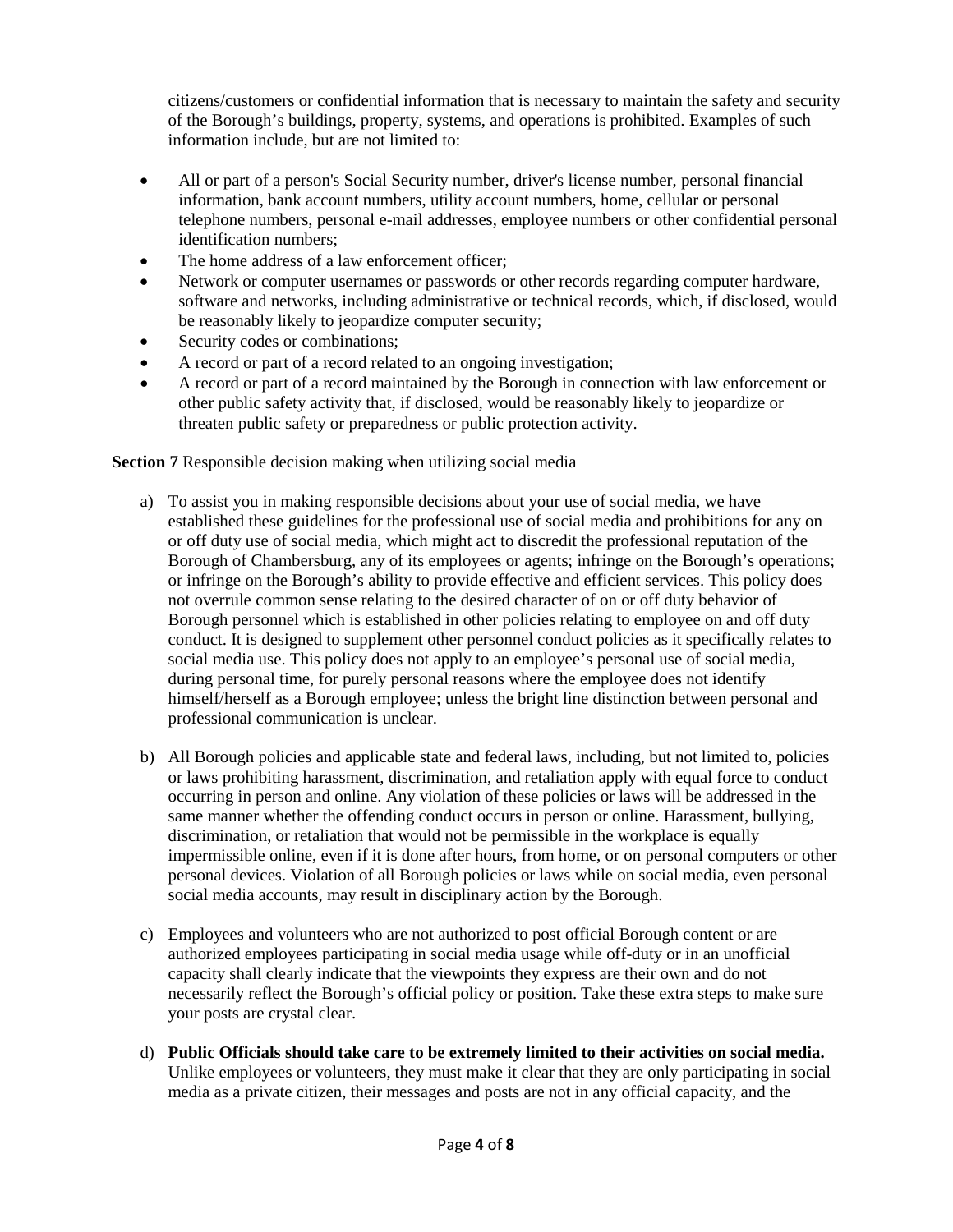citizens/customers or confidential information that is necessary to maintain the safety and security of the Borough's buildings, property, systems, and operations is prohibited. Examples of such information include, but are not limited to:

- All or part of a person's Social Security number, driver's license number, personal financial information, bank account numbers, utility account numbers, home, cellular or personal telephone numbers, personal e-mail addresses, employee numbers or other confidential personal identification numbers;
- The home address of a law enforcement officer;
- Network or computer usernames or passwords or other records regarding computer hardware, software and networks, including administrative or technical records, which, if disclosed, would be reasonably likely to jeopardize computer security;
- Security codes or combinations;
- A record or part of a record related to an ongoing investigation;
- A record or part of a record maintained by the Borough in connection with law enforcement or other public safety activity that, if disclosed, would be reasonably likely to jeopardize or threaten public safety or preparedness or public protection activity.

**Section 7** Responsible decision making when utilizing social media

a) To assist you in making responsible decisions about your use of social media, we have established these guidelines for the professional use of social media and prohibitions for any on or off duty use of social media, which might act to discredit the professional reputation of the Borough of Chambersburg, any of its employees or agents; infringe on the Borough's operations; or infringe on the Borough's ability to provide effective and efficient services. This policy does not overrule common sense relating to the desired character of on or off duty behavior of Borough personnel which is established in other policies relating to employee on and off duty conduct. It is designed to supplement other personnel conduct policies as it specifically relates to social media use. This policy does not apply to an employee's personal use of social media, during personal time, for purely personal reasons where the employee does not identify himself/herself as a Borough employee; unless the bright line distinction between personal and professional communication is unclear.

b) All Borough policies and applicable state and federal laws, including, but not limited to, policies or laws prohibiting harassment, discrimination, and retaliation apply with equal force to conduct occurring in person and online. Any violation of these policies or laws will be addressed in the same manner whether the offending conduct occurs in person or online. Harassment, bullying, discrimination, or retaliation that would not be permissible in the workplace is equally impermissible online, even if it is done after hours, from home, or on personal computers or other personal devices. Violation of all Borough policies or laws while on social media, even personal social media accounts, may result in disciplinary action by the Borough.

c) Employees and volunteers who are not authorized to post official Borough content or are authorized employees participating in social media usage while off-duty or in an unofficial capacity shall clearly indicate that the viewpoints they express are their own and do not necessarily reflect the Borough's official policy or position. Take these extra steps to make sure your posts are crystal clear.

d) **Public Officials should take care to be extremely limited to their activities on social media.** Unlike employees or volunteers, they must make it clear that they are only participating in social media as a private citizen, their messages and posts are not in any official capacity, and the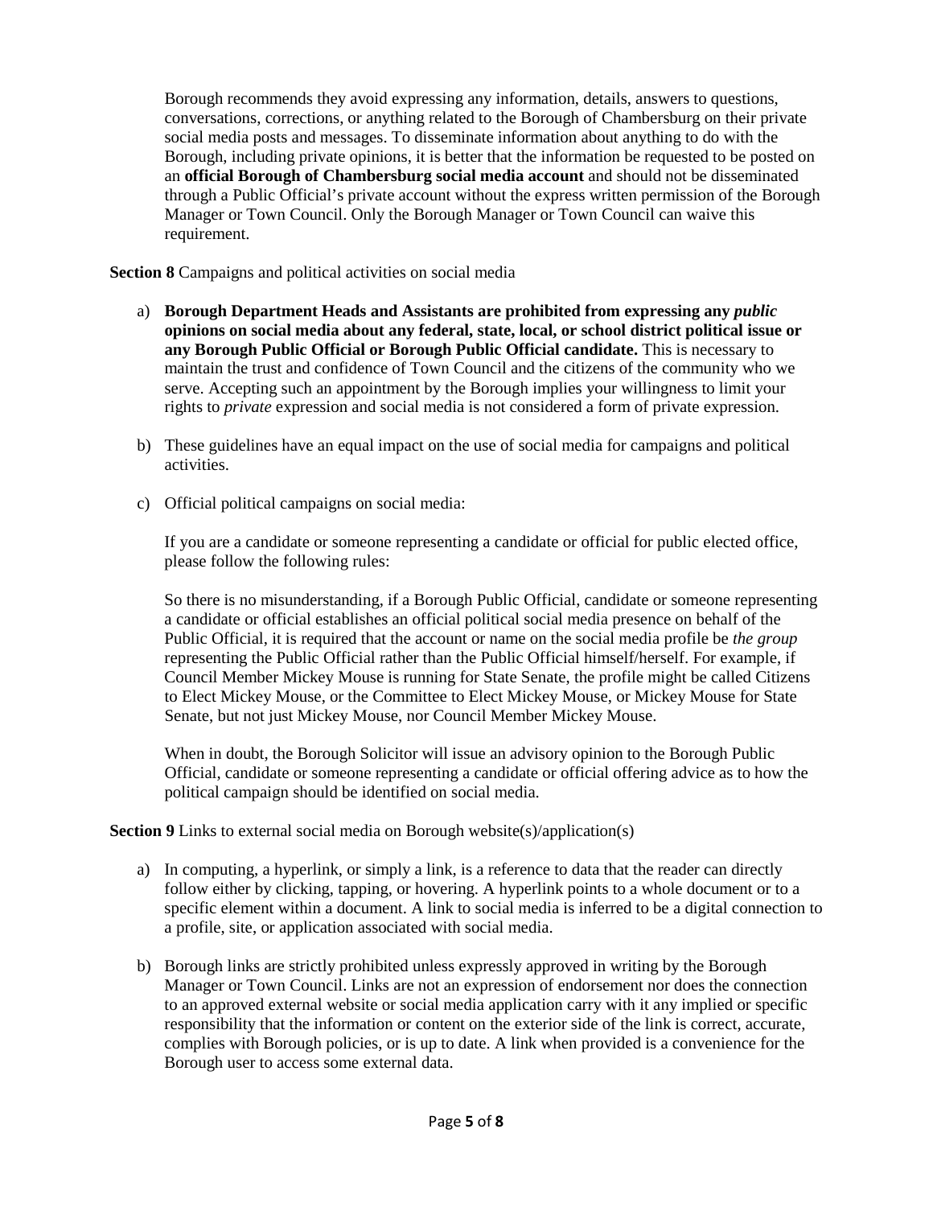Borough recommends they avoid expressing any information, details, answers to questions, conversations, corrections, or anything related to the Borough of Chambersburg on their private social media posts and messages. To disseminate information about anything to do with the Borough, including private opinions, it is better that the information be requested to be posted on an **official Borough of Chambersburg social media account** and should not be disseminated through a Public Official's private account without the express written permission of the Borough Manager or Town Council. Only the Borough Manager or Town Council can waive this requirement.

**Section 8** Campaigns and political activities on social media

a) **Borough Department Heads and Assistants are prohibited from expressing any *public* opinions on social media about any federal, state, local, or school district political issue or any Borough Public Official or Borough Public Official candidate.** This is necessary to maintain the trust and confidence of Town Council and the citizens of the community who we serve. Accepting such an appointment by the Borough implies your willingness to limit your rights to *private* expression and social media is not considered a form of private expression.

b) These guidelines have an equal impact on the use of social media for campaigns and political activities.

c) Official political campaigns on social media:

   If you are a candidate or someone representing a candidate or official for public elected office, please follow the following rules:

   So there is no misunderstanding, if a Borough Public Official, candidate or someone representing a candidate or official establishes an official political social media presence on behalf of the Public Official, it is required that the account or name on the social media profile be *the group* representing the Public Official rather than the Public Official himself/herself. For example, if Council Member Mickey Mouse is running for State Senate, the profile might be called Citizens to Elect Mickey Mouse, or the Committee to Elect Mickey Mouse, or Mickey Mouse for State Senate, but not just Mickey Mouse, nor Council Member Mickey Mouse.

   When in doubt, the Borough Solicitor will issue an advisory opinion to the Borough Public Official, candidate or someone representing a candidate or official offering advice as to how the political campaign should be identified on social media.

**Section 9** Links to external social media on Borough website(s)/application(s)

a) In computing, a hyperlink, or simply a link, is a reference to data that the reader can directly follow either by clicking, tapping, or hovering. A hyperlink points to a whole document or to a specific element within a document. A link to social media is inferred to be a digital connection to a profile, site, or application associated with social media.

b) Borough links are strictly prohibited unless expressly approved in writing by the Borough Manager or Town Council. Links are not an expression of endorsement nor does the connection to an approved external website or social media application carry with it any implied or specific responsibility that the information or content on the exterior side of the link is correct, accurate, complies with Borough policies, or is up to date. A link when provided is a convenience for the Borough user to access some external data.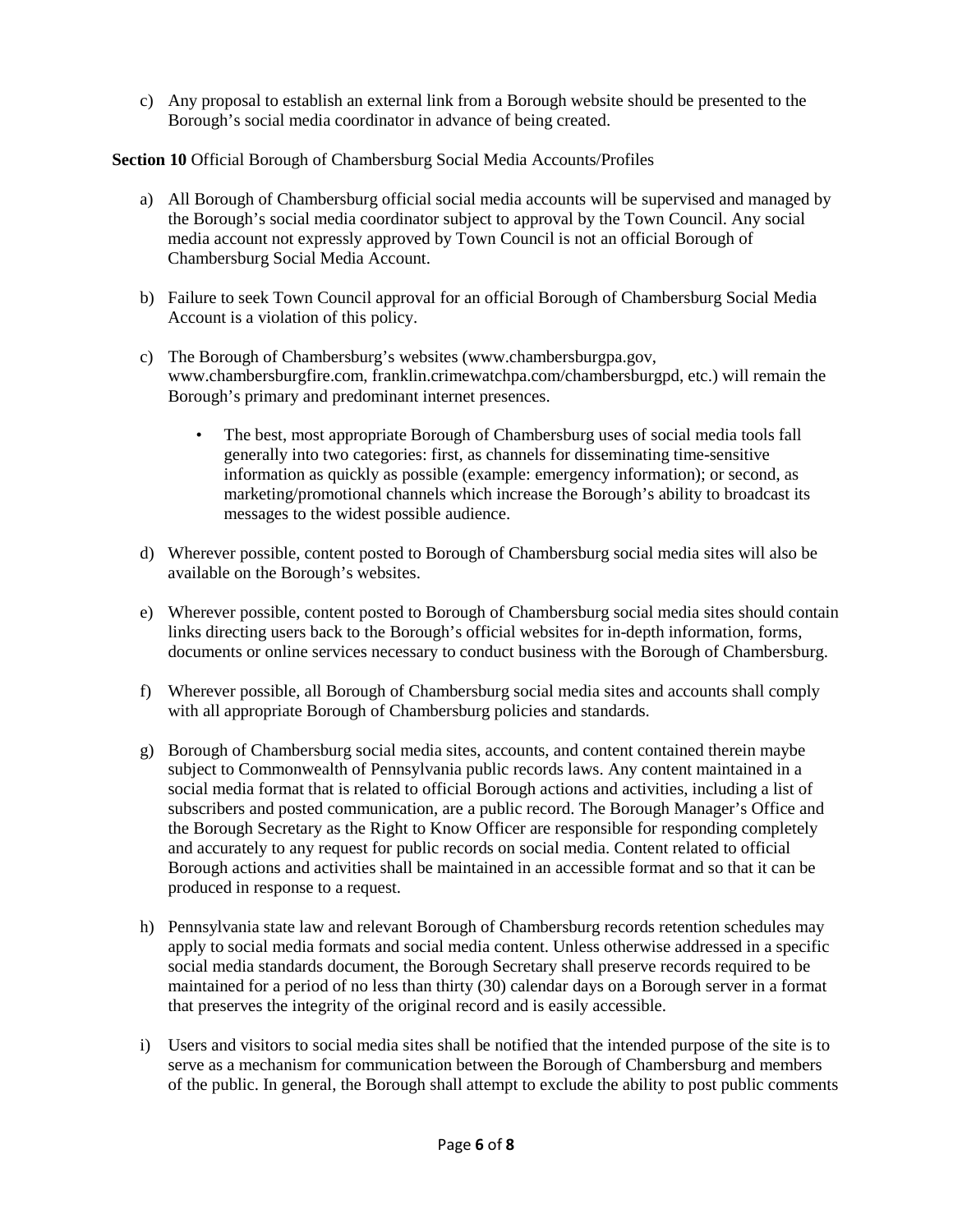c) Any proposal to establish an external link from a Borough website should be presented to the Borough's social media coordinator in advance of being created.

**Section 10** Official Borough of Chambersburg Social Media Accounts/Profiles

a) All Borough of Chambersburg official social media accounts will be supervised and managed by the Borough's social media coordinator subject to approval by the Town Council. Any social media account not expressly approved by Town Council is not an official Borough of Chambersburg Social Media Account.

b) Failure to seek Town Council approval for an official Borough of Chambersburg Social Media Account is a violation of this policy.

c) The Borough of Chambersburg's websites (www.chambersburgpa.gov, www.chambersburgfire.com, franklin.crimewatchpa.com/chambersburgpd, etc.) will remain the Borough's primary and predominant internet presences.

   - The best, most appropriate Borough of Chambersburg uses of social media tools fall generally into two categories: first, as channels for disseminating time-sensitive information as quickly as possible (example: emergency information); or second, as marketing/promotional channels which increase the Borough's ability to broadcast its messages to the widest possible audience.

d) Wherever possible, content posted to Borough of Chambersburg social media sites will also be available on the Borough's websites.

e) Wherever possible, content posted to Borough of Chambersburg social media sites should contain links directing users back to the Borough's official websites for in-depth information, forms, documents or online services necessary to conduct business with the Borough of Chambersburg.

f) Wherever possible, all Borough of Chambersburg social media sites and accounts shall comply with all appropriate Borough of Chambersburg policies and standards.

g) Borough of Chambersburg social media sites, accounts, and content contained therein maybe subject to Commonwealth of Pennsylvania public records laws. Any content maintained in a social media format that is related to official Borough actions and activities, including a list of subscribers and posted communication, are a public record. The Borough Manager's Office and the Borough Secretary as the Right to Know Officer are responsible for responding completely and accurately to any request for public records on social media. Content related to official Borough actions and activities shall be maintained in an accessible format and so that it can be produced in response to a request.

h) Pennsylvania state law and relevant Borough of Chambersburg records retention schedules may apply to social media formats and social media content. Unless otherwise addressed in a specific social media standards document, the Borough Secretary shall preserve records required to be maintained for a period of no less than thirty (30) calendar days on a Borough server in a format that preserves the integrity of the original record and is easily accessible.

i) Users and visitors to social media sites shall be notified that the intended purpose of the site is to serve as a mechanism for communication between the Borough of Chambersburg and members of the public. In general, the Borough shall attempt to exclude the ability to post public comments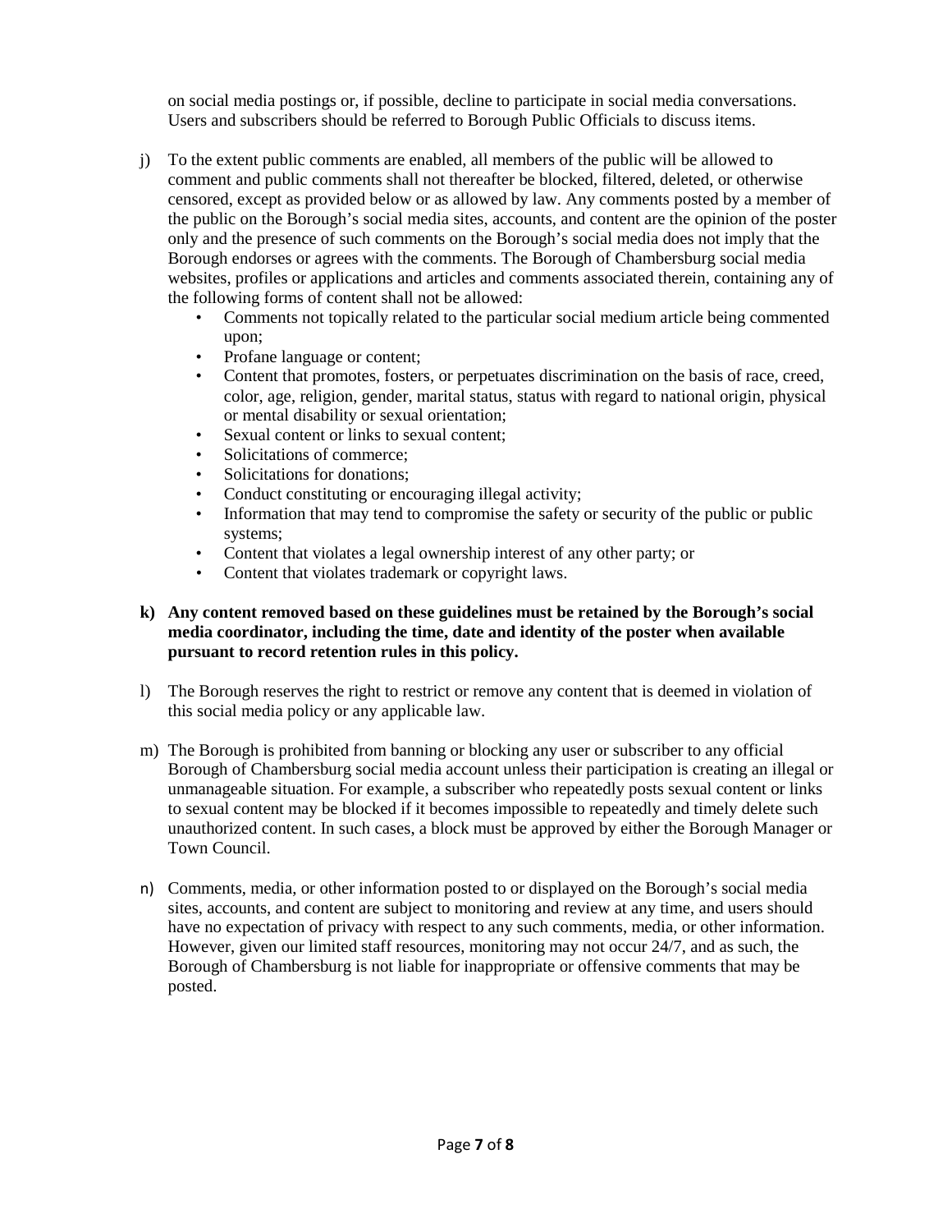on social media postings or, if possible, decline to participate in social media conversations. Users and subscribers should be referred to Borough Public Officials to discuss items.

j) To the extent public comments are enabled, all members of the public will be allowed to comment and public comments shall not thereafter be blocked, filtered, deleted, or otherwise censored, except as provided below or as allowed by law. Any comments posted by a member of the public on the Borough's social media sites, accounts, and content are the opinion of the poster only and the presence of such comments on the Borough's social media does not imply that the Borough endorses or agrees with the comments. The Borough of Chambersburg social media websites, profiles or applications and articles and comments associated therein, containing any of the following forms of content shall not be allowed:
   - Comments not topically related to the particular social medium article being commented upon;
   - Profane language or content;
   - Content that promotes, fosters, or perpetuates discrimination on the basis of race, creed, color, age, religion, gender, marital status, status with regard to national origin, physical or mental disability or sexual orientation;
   - Sexual content or links to sexual content;
   - Solicitations of commerce;
   - Solicitations for donations;
   - Conduct constituting or encouraging illegal activity;
   - Information that may tend to compromise the safety or security of the public or public systems;
   - Content that violates a legal ownership interest of any other party; or
   - Content that violates trademark or copyright laws.

**k) Any content removed based on these guidelines must be retained by the Borough's social media coordinator, including the time, date and identity of the poster when available pursuant to record retention rules in this policy.**

l) The Borough reserves the right to restrict or remove any content that is deemed in violation of this social media policy or any applicable law.

m) The Borough is prohibited from banning or blocking any user or subscriber to any official Borough of Chambersburg social media account unless their participation is creating an illegal or unmanageable situation. For example, a subscriber who repeatedly posts sexual content or links to sexual content may be blocked if it becomes impossible to repeatedly and timely delete such unauthorized content. In such cases, a block must be approved by either the Borough Manager or Town Council.

n) Comments, media, or other information posted to or displayed on the Borough's social media sites, accounts, and content are subject to monitoring and review at any time, and users should have no expectation of privacy with respect to any such comments, media, or other information. However, given our limited staff resources, monitoring may not occur 24/7, and as such, the Borough of Chambersburg is not liable for inappropriate or offensive comments that may be posted.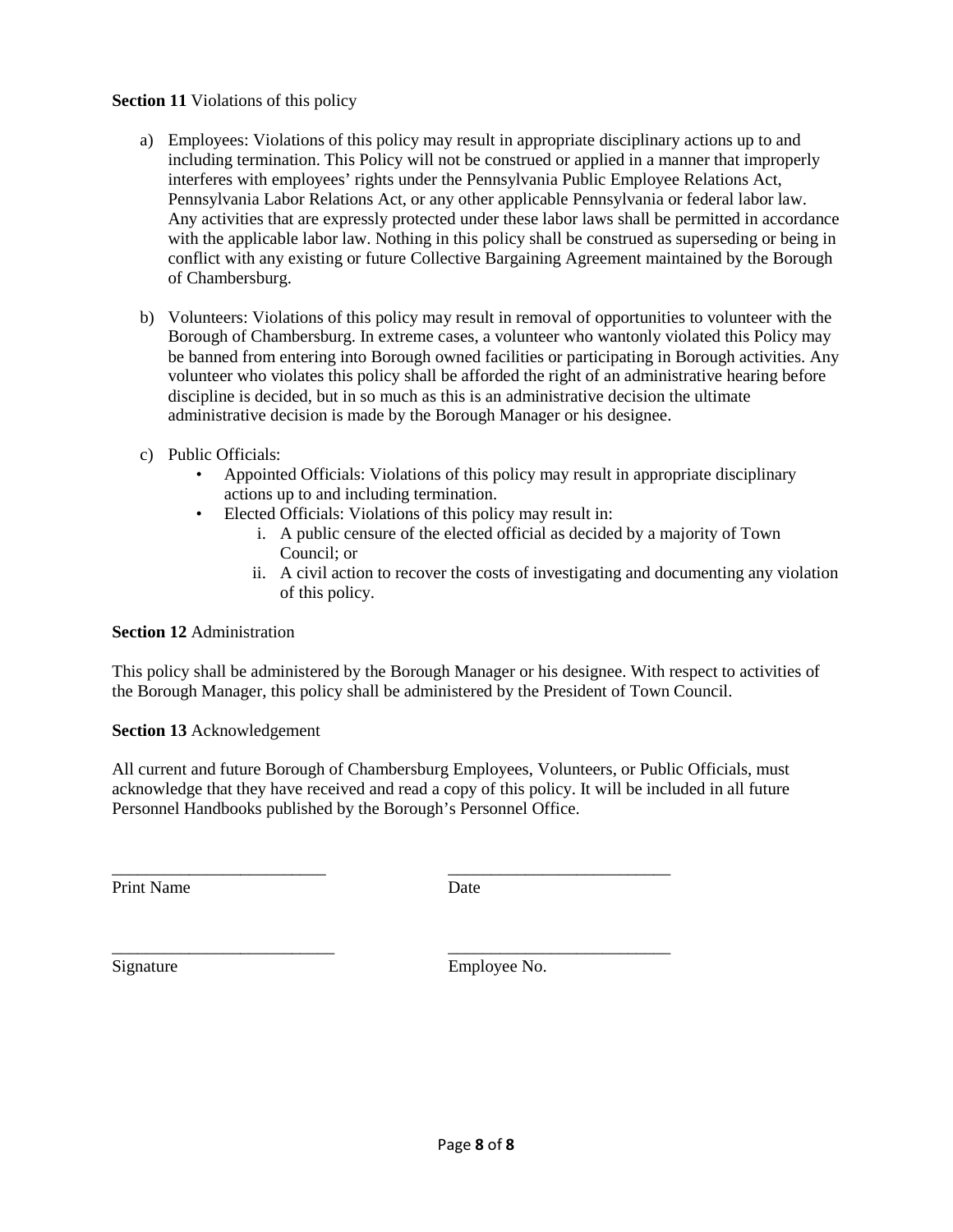**Section 11** Violations of this policy

a) Employees: Violations of this policy may result in appropriate disciplinary actions up to and including termination. This Policy will not be construed or applied in a manner that improperly interferes with employees' rights under the Pennsylvania Public Employee Relations Act, Pennsylvania Labor Relations Act, or any other applicable Pennsylvania or federal labor law. Any activities that are expressly protected under these labor laws shall be permitted in accordance with the applicable labor law. Nothing in this policy shall be construed as superseding or being in conflict with any existing or future Collective Bargaining Agreement maintained by the Borough of Chambersburg.

b) Volunteers: Violations of this policy may result in removal of opportunities to volunteer with the Borough of Chambersburg. In extreme cases, a volunteer who wantonly violated this Policy may be banned from entering into Borough owned facilities or participating in Borough activities. Any volunteer who violates this policy shall be afforded the right of an administrative hearing before discipline is decided, but in so much as this is an administrative decision the ultimate administrative decision is made by the Borough Manager or his designee.

c) Public Officials:
   - Appointed Officials: Violations of this policy may result in appropriate disciplinary actions up to and including termination.
   - Elected Officials: Violations of this policy may result in:
     i. A public censure of the elected official as decided by a majority of Town Council; or
     ii. A civil action to recover the costs of investigating and documenting any violation of this policy.

**Section 12** Administration

This policy shall be administered by the Borough Manager or his designee. With respect to activities of the Borough Manager, this policy shall be administered by the President of Town Council.

**Section 13** Acknowledgement

All current and future Borough of Chambersburg Employees, Volunteers, or Public Officials, must acknowledge that they have received and read a copy of this policy. It will be included in all future Personnel Handbooks published by the Borough's Personnel Office.

_________________________ _________________________
Print Name Date

_________________________ _________________________
Signature Employee No.